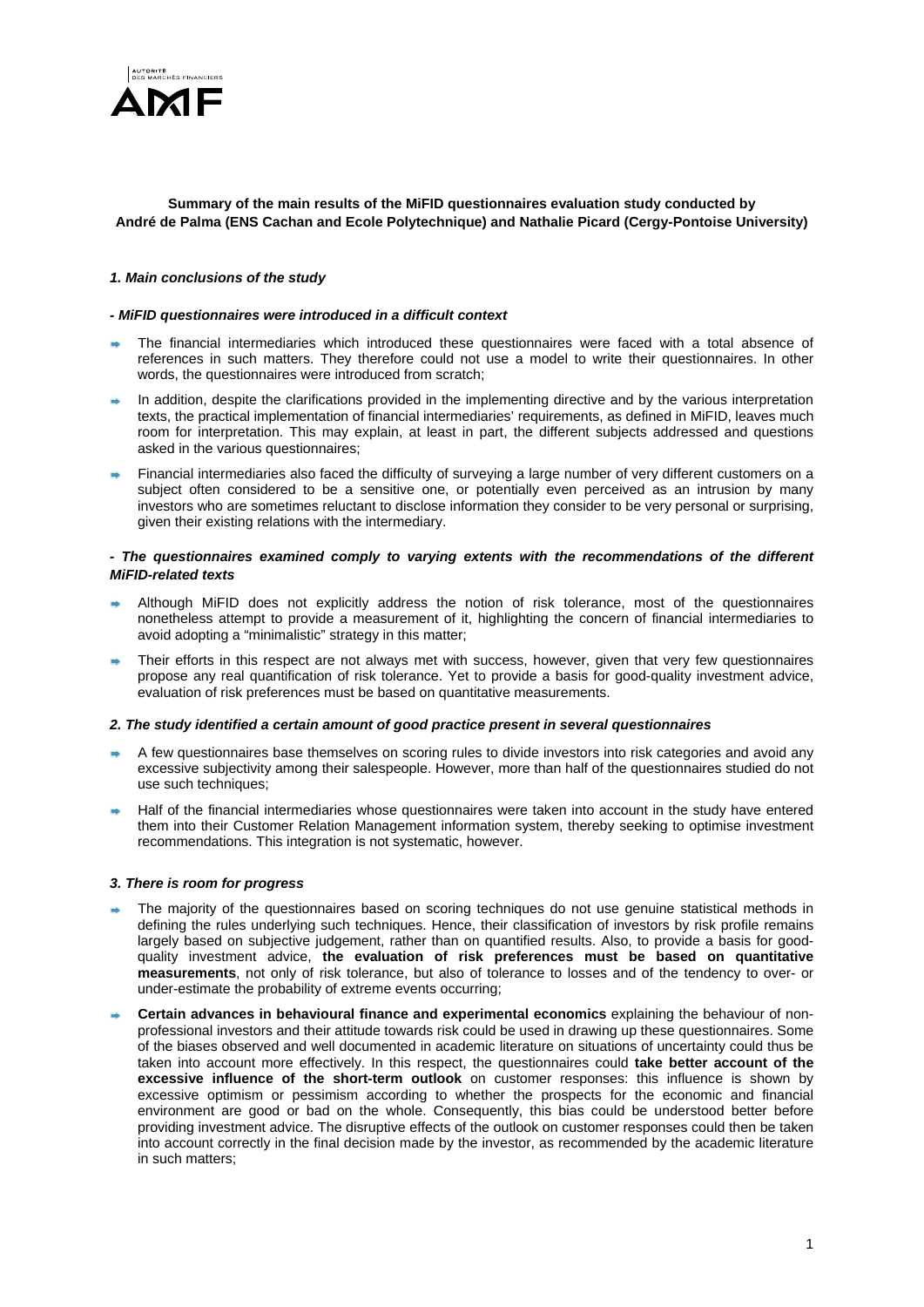**Summary of the main results of the MiFID questionnaires evaluation study conducted by André de Palma (ENS Cachan and Ecole Polytechnique) and Nathalie Picard (Cergy-Pontoise University)**

### *1. Main conclusions of the study*

#### *- MiFID questionnaires were introduced in a difficult context*

- The financial intermediaries which introduced these questionnaires were faced with a total absence of references in such matters. They therefore could not use a model to write their questionnaires. In other words, the questionnaires were introduced from scratch;
- In addition, despite the clarifications provided in the implementing directive and by the various interpretation texts, the practical implementation of financial intermediaries' requirements, as defined in MiFID, leaves much room for interpretation. This may explain, at least in part, the different subjects addressed and questions asked in the various questionnaires;
- Financial intermediaries also faced the difficulty of surveying a large number of very different customers on a subject often considered to be a sensitive one, or potentially even perceived as an intrusion by many investors who are sometimes reluctant to disclose information they consider to be very personal or surprising, given their existing relations with the intermediary.

#### *- The questionnaires examined comply to varying extents with the recommendations of the different MiFID-related texts*

- Although MiFID does not explicitly address the notion of risk tolerance, most of the questionnaires nonetheless attempt to provide a measurement of it, highlighting the concern of financial intermediaries to avoid adopting a "minimalistic" strategy in this matter;
- Their efforts in this respect are not always met with success, however, given that very few questionnaires propose any real quantification of risk tolerance. Yet to provide a basis for good-quality investment advice, evaluation of risk preferences must be based on quantitative measurements.

### *2. The study identified a certain amount of good practice present in several questionnaires*

- A few questionnaires base themselves on scoring rules to divide investors into risk categories and avoid any excessive subjectivity among their salespeople. However, more than half of the questionnaires studied do not use such techniques;
- Half of the financial intermediaries whose questionnaires were taken into account in the study have entered them into their Customer Relation Management information system, thereby seeking to optimise investment recommendations. This integration is not systematic, however.

### *3. There is room for progress*

- The majority of the questionnaires based on scoring techniques do not use genuine statistical methods in defining the rules underlying such techniques. Hence, their classification of investors by risk profile remains largely based on subjective judgement, rather than on quantified results. Also, to provide a basis for good-quality investment advice, **the evaluation of risk preferences must be based on quantitative measurements**, not only of risk tolerance, but also of tolerance to losses and of the tendency to over- or under-estimate the probability of extreme events occurring;
- **Certain advances in behavioural finance and experimental economics** explaining the behaviour of non-professional investors and their attitude towards risk could be used in drawing up these questionnaires. Some of the biases observed and well documented in academic literature on situations of uncertainty could thus be taken into account more effectively. In this respect, the questionnaires could **take better account of the excessive influence of the short-term outlook** on customer responses: this influence is shown by excessive optimism or pessimism according to whether the prospects for the economic and financial environment are good or bad on the whole. Consequently, this bias could be understood better before providing investment advice. The disruptive effects of the outlook on customer responses could then be taken into account correctly in the final decision made by the investor, as recommended by the academic literature in such matters;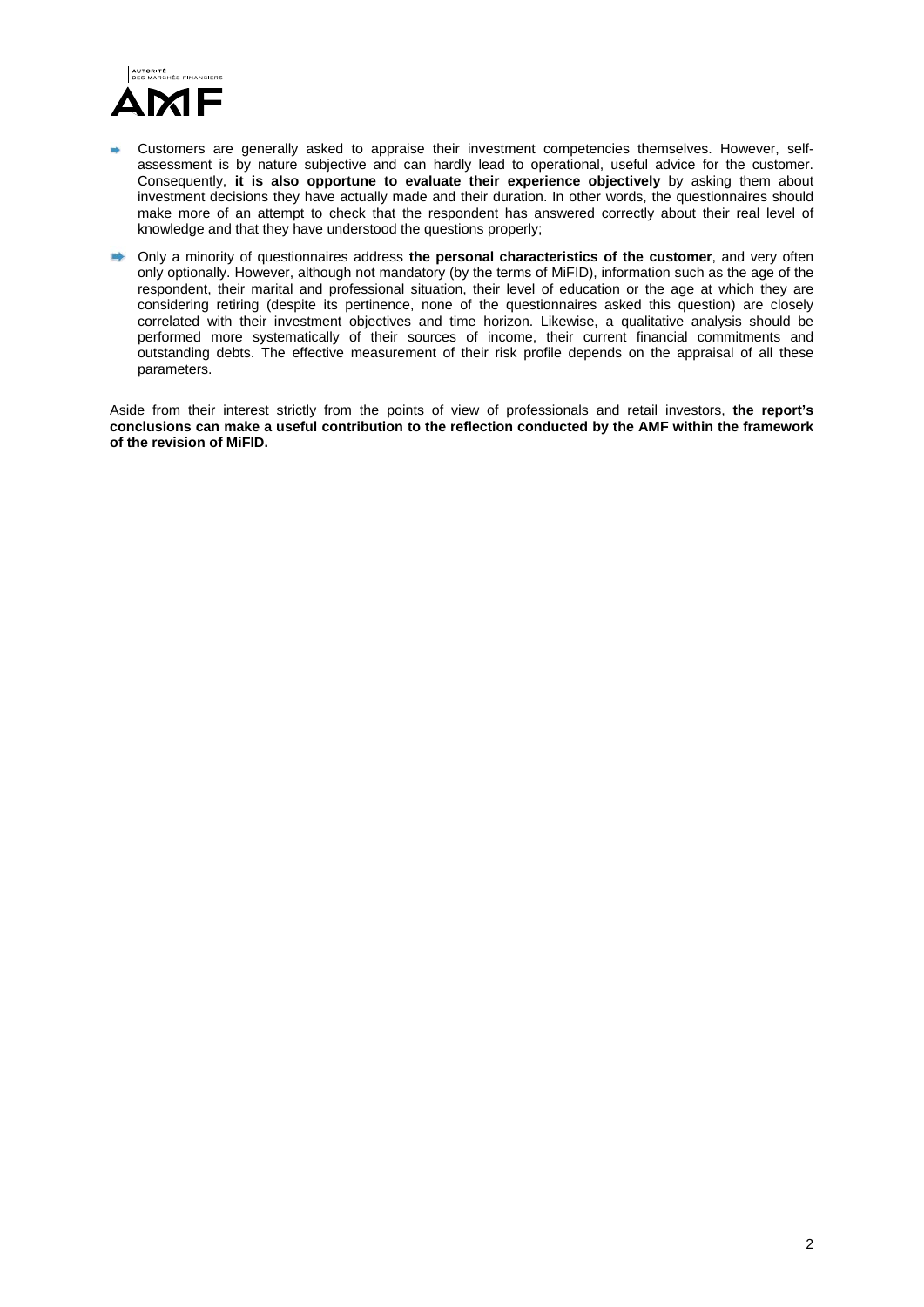- Customers are generally asked to appraise their investment competencies themselves. However, self-assessment is by nature subjective and can hardly lead to operational, useful advice for the customer. Consequently, **it is also opportune to evaluate their experience objectively** by asking them about investment decisions they have actually made and their duration. In other words, the questionnaires should make more of an attempt to check that the respondent has answered correctly about their real level of knowledge and that they have understood the questions properly;

- Only a minority of questionnaires address **the personal characteristics of the customer**, and very often only optionally. However, although not mandatory (by the terms of MiFID), information such as the age of the respondent, their marital and professional situation, their level of education or the age at which they are considering retiring (despite its pertinence, none of the questionnaires asked this question) are closely correlated with their investment objectives and time horizon. Likewise, a qualitative analysis should be performed more systematically of their sources of income, their current financial commitments and outstanding debts. The effective measurement of their risk profile depends on the appraisal of all these parameters.

Aside from their interest strictly from the points of view of professionals and retail investors, **the report's conclusions can make a useful contribution to the reflection conducted by the AMF within the framework of the revision of MiFID.**